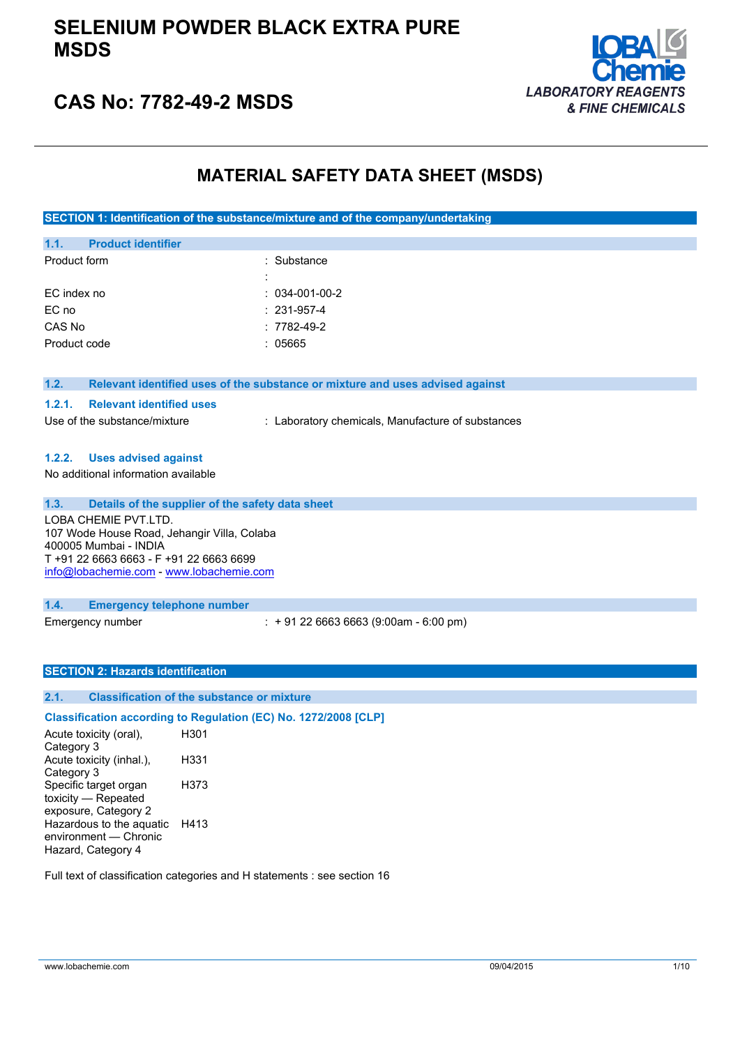# SELENIUM POWDER BLACK EXTRA PURE MSDS

## CAS No: 7782-49-2 MSDS

LOBA Chemie
*LABORATORY REAGENTS & FINE CHEMICALS*

# MATERIAL SAFETY DATA SHEET (MSDS)

## SECTION 1: Identification of the substance/mixture and of the company/undertaking

### 1.1. Product identifier

| | |
|---|---|
| Product form | : Substance |
| | : |
| EC index no | : 034-001-00-2 |
| EC no | : 231-957-4 |
| CAS No | : 7782-49-2 |
| Product code | : 05665 |

### 1.2. Relevant identified uses of the substance or mixture and uses advised against

#### 1.2.1. Relevant identified uses

Use of the substance/mixture : Laboratory chemicals, Manufacture of substances

#### 1.2.2. Uses advised against

No additional information available

### 1.3. Details of the supplier of the safety data sheet

LOBA CHEMIE PVT.LTD.
107 Wode House Road, Jehangir Villa, Colaba
400005 Mumbai - INDIA
T +91 22 6663 6663 - F +91 22 6663 6699
info@lobachemie.com - www.lobachemie.com

### 1.4. Emergency telephone number

Emergency number : + 91 22 6663 6663 (9:00am - 6:00 pm)

## SECTION 2: Hazards identification

### 2.1. Classification of the substance or mixture

**Classification according to Regulation (EC) No. 1272/2008 [CLP]**

| | |
|---|---|
| Acute toxicity (oral), Category 3 | H301 |
| Acute toxicity (inhal.), Category 3 | H331 |
| Specific target organ toxicity — Repeated exposure, Category 2 | H373 |
| Hazardous to the aquatic environment — Chronic Hazard, Category 4 | H413 |

Full text of classification categories and H statements : see section 16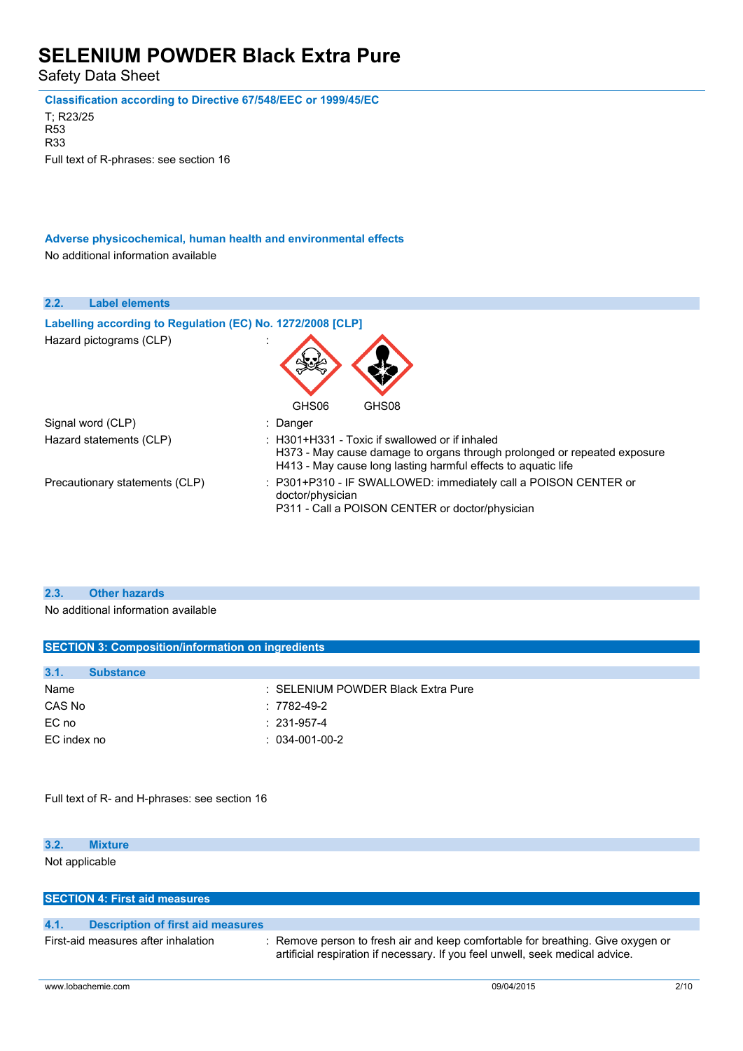**Classification according to Directive 67/548/EEC or 1999/45/EC**

T; R23/25
R53
R33

Full text of R-phrases: see section 16

**Adverse physicochemical, human health and environmental effects**

No additional information available

### 2.2. Label elements

**Labelling according to Regulation (EC) No. 1272/2008 [CLP]**

| | |
|---|---|
| Hazard pictograms (CLP) | : GHS06 GHS08 |
| Signal word (CLP) | : Danger |
| Hazard statements (CLP) | : H301+H331 - Toxic if swallowed or if inhaled<br>H373 - May cause damage to organs through prolonged or repeated exposure<br>H413 - May cause long lasting harmful effects to aquatic life |
| Precautionary statements (CLP) | : P301+P310 - IF SWALLOWED: immediately call a POISON CENTER or doctor/physician<br>P311 - Call a POISON CENTER or doctor/physician |

### 2.3. Other hazards

No additional information available

## SECTION 3: Composition/information on ingredients

### 3.1. Substance

| | |
|---|---|
| Name | : SELENIUM POWDER Black Extra Pure |
| CAS No | : 7782-49-2 |
| EC no | : 231-957-4 |
| EC index no | : 034-001-00-2 |

Full text of R- and H-phrases: see section 16

### 3.2. Mixture

Not applicable

## SECTION 4: First aid measures

### 4.1. Description of first aid measures

| | |
|---|---|
| First-aid measures after inhalation | : Remove person to fresh air and keep comfortable for breathing. Give oxygen or artificial respiration if necessary. If you feel unwell, seek medical advice. |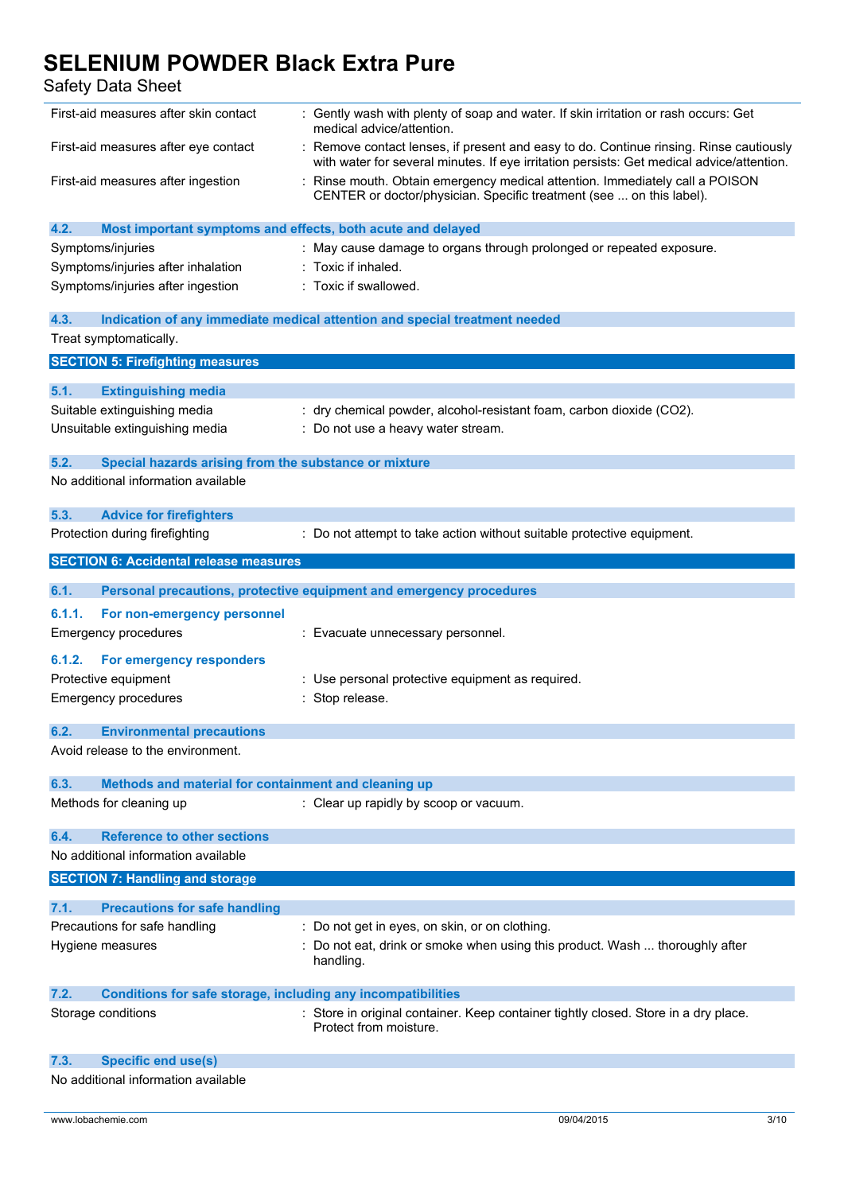| | |
|---|---|
| First-aid measures after skin contact | : Gently wash with plenty of soap and water. If skin irritation or rash occurs: Get medical advice/attention. |
| First-aid measures after eye contact | : Remove contact lenses, if present and easy to do. Continue rinsing. Rinse cautiously with water for several minutes. If eye irritation persists: Get medical advice/attention. |
| First-aid measures after ingestion | : Rinse mouth. Obtain emergency medical attention. Immediately call a POISON CENTER or doctor/physician. Specific treatment (see ... on this label). |

### 4.2. Most important symptoms and effects, both acute and delayed

| | |
|---|---|
| Symptoms/injuries | : May cause damage to organs through prolonged or repeated exposure. |
| Symptoms/injuries after inhalation | : Toxic if inhaled. |
| Symptoms/injuries after ingestion | : Toxic if swallowed. |

### 4.3. Indication of any immediate medical attention and special treatment needed

Treat symptomatically.

## SECTION 5: Firefighting measures

### 5.1. Extinguishing media

| | |
|---|---|
| Suitable extinguishing media | : dry chemical powder, alcohol-resistant foam, carbon dioxide ($CO_2$). |
| Unsuitable extinguishing media | : Do not use a heavy water stream. |

### 5.2. Special hazards arising from the substance or mixture

No additional information available

### 5.3. Advice for firefighters

| | |
|---|---|
| Protection during firefighting | : Do not attempt to take action without suitable protective equipment. |

## SECTION 6: Accidental release measures

### 6.1. Personal precautions, protective equipment and emergency procedures

#### 6.1.1. For non-emergency personnel

| | |
|---|---|
| Emergency procedures | : Evacuate unnecessary personnel. |

#### 6.1.2. For emergency responders

| | |
|---|---|
| Protective equipment | : Use personal protective equipment as required. |
| Emergency procedures | : Stop release. |

### 6.2. Environmental precautions

Avoid release to the environment.

### 6.3. Methods and material for containment and cleaning up

| | |
|---|---|
| Methods for cleaning up | : Clear up rapidly by scoop or vacuum. |

### 6.4. Reference to other sections

No additional information available

## SECTION 7: Handling and storage

### 7.1. Precautions for safe handling

| | |
|---|---|
| Precautions for safe handling | : Do not get in eyes, on skin, or on clothing. |
| Hygiene measures | : Do not eat, drink or smoke when using this product. Wash ... thoroughly after handling. |

### 7.2. Conditions for safe storage, including any incompatibilities

| | |
|---|---|
| Storage conditions | : Store in original container. Keep container tightly closed. Store in a dry place. Protect from moisture. |

### 7.3. Specific end use(s)

No additional information available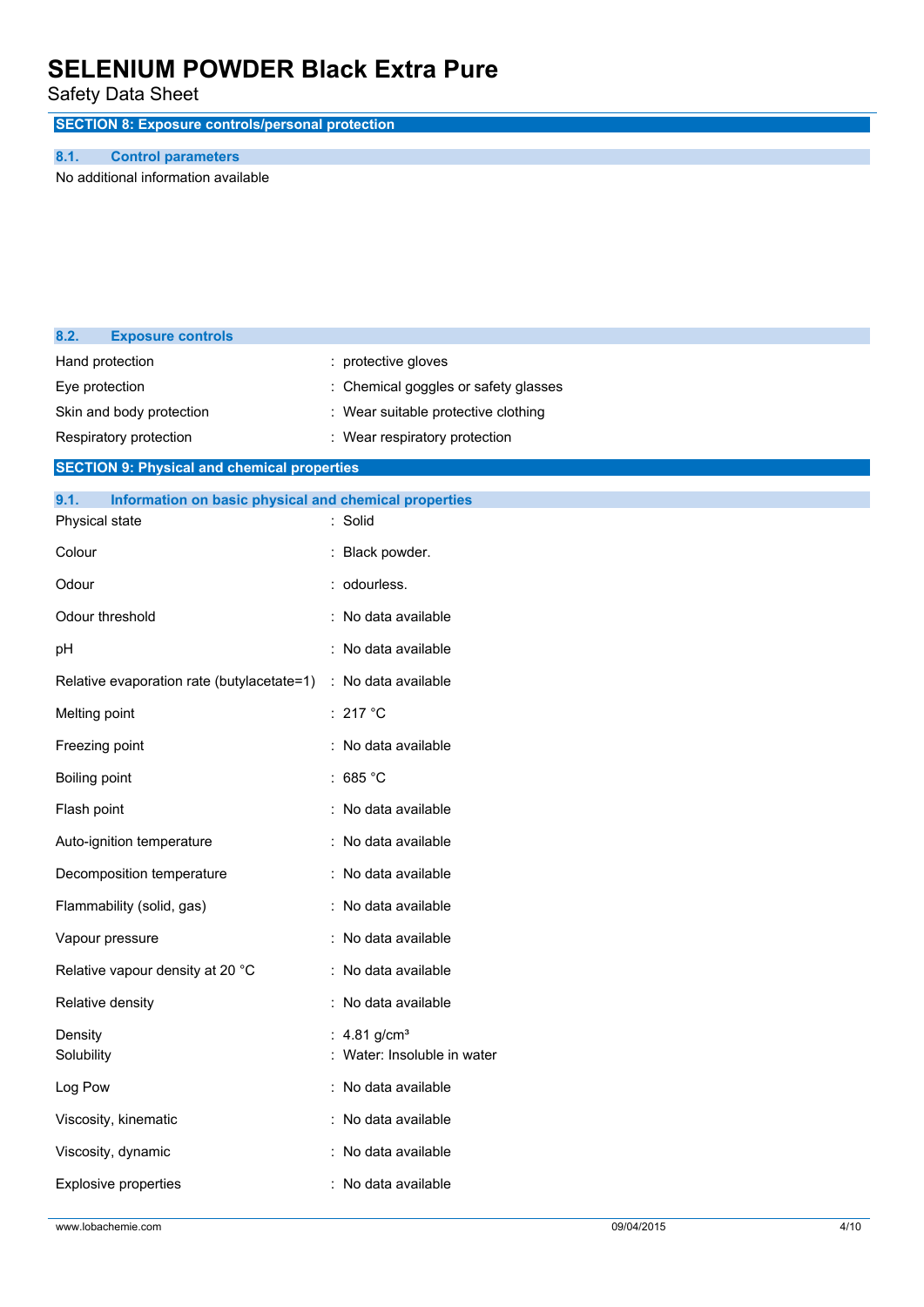## SECTION 8: Exposure controls/personal protection

### 8.1. Control parameters

No additional information available

### 8.2. Exposure controls

| | |
|---|---|
| Hand protection | : protective gloves |
| Eye protection | : Chemical goggles or safety glasses |
| Skin and body protection | : Wear suitable protective clothing |
| Respiratory protection | : Wear respiratory protection |

## SECTION 9: Physical and chemical properties

### 9.1. Information on basic physical and chemical properties

| | |
|---|---|
| Physical state | : Solid |
| Colour | : Black powder. |
| Odour | : odourless. |
| Odour threshold | : No data available |
| pH | : No data available |
| Relative evaporation rate (butylacetate=1) | : No data available |
| Melting point | : 217 °C |
| Freezing point | : No data available |
| Boiling point | : 685 °C |
| Flash point | : No data available |
| Auto-ignition temperature | : No data available |
| Decomposition temperature | : No data available |
| Flammability (solid, gas) | : No data available |
| Vapour pressure | : No data available |
| Relative vapour density at 20 °C | : No data available |
| Relative density | : No data available |
| Density | : 4.81 g/cm³ |
| Solubility | : Water: Insoluble in water |
| Log Pow | : No data available |
| Viscosity, kinematic | : No data available |
| Viscosity, dynamic | : No data available |
| Explosive properties | : No data available |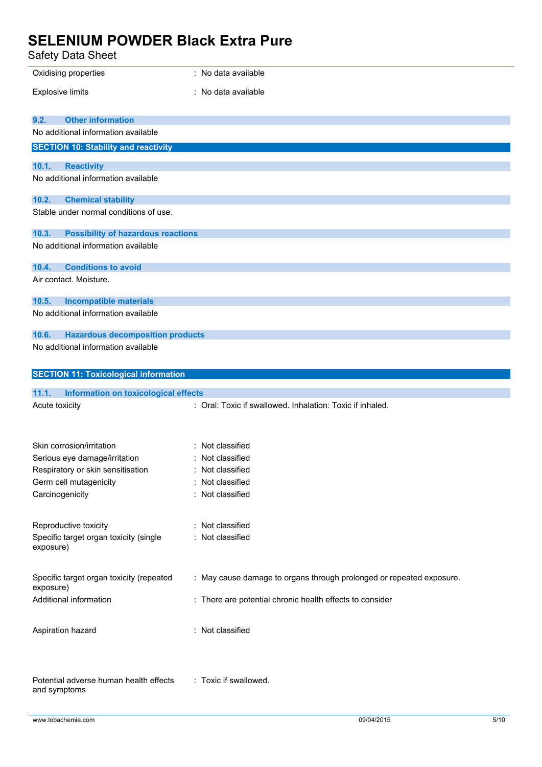| | |
|---|---|
| Oxidising properties | : No data available |
| Explosive limits | : No data available |

### 9.2. Other information

No additional information available

## SECTION 10: Stability and reactivity

### 10.1. Reactivity

No additional information available

### 10.2. Chemical stability

Stable under normal conditions of use.

### 10.3. Possibility of hazardous reactions

No additional information available

### 10.4. Conditions to avoid

Air contact. Moisture.

### 10.5. Incompatible materials

No additional information available

### 10.6. Hazardous decomposition products

No additional information available

## SECTION 11: Toxicological information

### 11.1. Information on toxicological effects

| | |
|---|---|
| Acute toxicity | : Oral: Toxic if swallowed. Inhalation: Toxic if inhaled. |
| Skin corrosion/irritation | : Not classified |
| Serious eye damage/irritation | : Not classified |
| Respiratory or skin sensitisation | : Not classified |
| Germ cell mutagenicity | : Not classified |
| Carcinogenicity | : Not classified |
| Reproductive toxicity | : Not classified |
| Specific target organ toxicity (single exposure) | : Not classified |
| Specific target organ toxicity (repeated exposure) | : May cause damage to organs through prolonged or repeated exposure. |
| Additional information | : There are potential chronic health effects to consider |
| Aspiration hazard | : Not classified |
| Potential adverse human health effects and symptoms | : Toxic if swallowed. |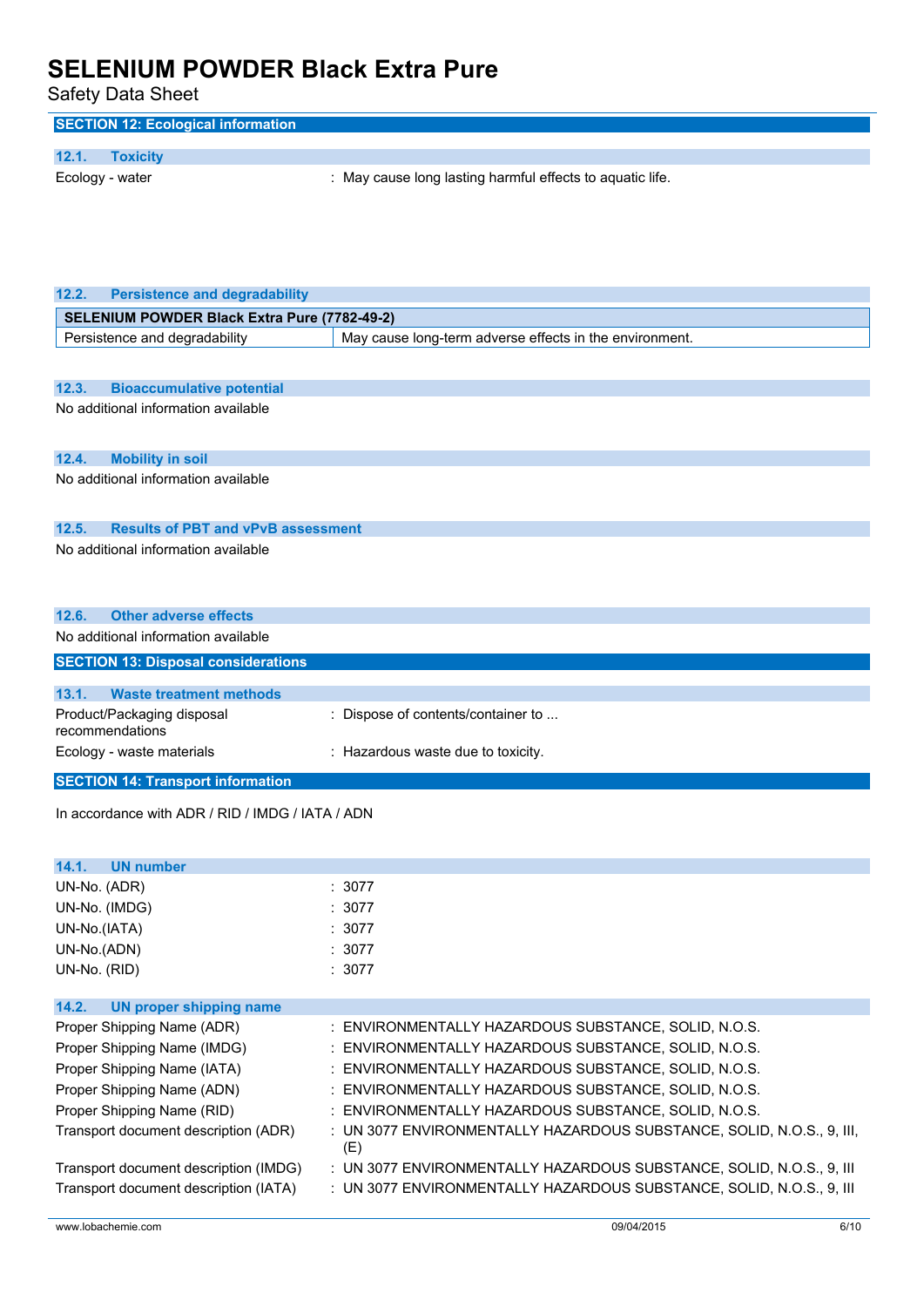## SECTION 12: Ecological information

### 12.1. Toxicity

Ecology - water : May cause long lasting harmful effects to aquatic life.

### 12.2. Persistence and degradability

| SELENIUM POWDER Black Extra Pure (7782-49-2) | |
|---|---|
| Persistence and degradability | May cause long-term adverse effects in the environment. |

### 12.3. Bioaccumulative potential

No additional information available

### 12.4. Mobility in soil

No additional information available

### 12.5. Results of PBT and vPvB assessment

No additional information available

### 12.6. Other adverse effects

No additional information available

## SECTION 13: Disposal considerations

### 13.1. Waste treatment methods

Product/Packaging disposal recommendations : Dispose of contents/container to ...

Ecology - waste materials : Hazardous waste due to toxicity.

## SECTION 14: Transport information

In accordance with ADR / RID / IMDG / IATA / ADN

### 14.1. UN number

UN-No. (ADR) : 3077

UN-No. (IMDG) : 3077

UN-No.(IATA) : 3077

UN-No.(ADN) : 3077

UN-No. (RID) : 3077

### 14.2. UN proper shipping name

Proper Shipping Name (ADR) : ENVIRONMENTALLY HAZARDOUS SUBSTANCE, SOLID, N.O.S.

Proper Shipping Name (IMDG) : ENVIRONMENTALLY HAZARDOUS SUBSTANCE, SOLID, N.O.S.

Proper Shipping Name (IATA) : ENVIRONMENTALLY HAZARDOUS SUBSTANCE, SOLID, N.O.S.

Proper Shipping Name (ADN) : ENVIRONMENTALLY HAZARDOUS SUBSTANCE, SOLID, N.O.S.

Proper Shipping Name (RID) : ENVIRONMENTALLY HAZARDOUS SUBSTANCE, SOLID, N.O.S.

Transport document description (ADR) : UN 3077 ENVIRONMENTALLY HAZARDOUS SUBSTANCE, SOLID, N.O.S., 9, III, (E)

Transport document description (IMDG) : UN 3077 ENVIRONMENTALLY HAZARDOUS SUBSTANCE, SOLID, N.O.S., 9, III

Transport document description (IATA) : UN 3077 ENVIRONMENTALLY HAZARDOUS SUBSTANCE, SOLID, N.O.S., 9, III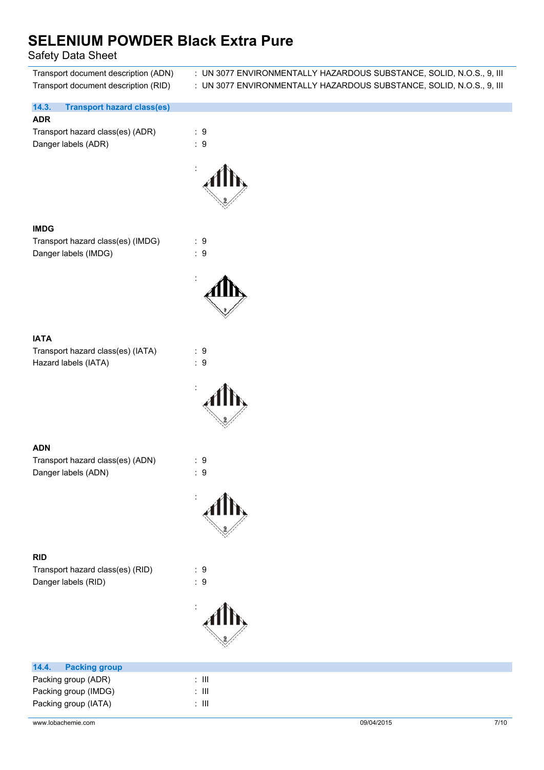Transport document description (ADN) : UN 3077 ENVIRONMENTALLY HAZARDOUS SUBSTANCE, SOLID, N.O.S., 9, III

Transport document description (RID) : UN 3077 ENVIRONMENTALLY HAZARDOUS SUBSTANCE, SOLID, N.O.S., 9, III

### 14.3. Transport hazard class(es)

**ADR**

Transport hazard class(es) (ADR) : 9

Danger labels (ADR) : 9

:

**IMDG**

Transport hazard class(es) (IMDG) : 9

Danger labels (IMDG) : 9

:

**IATA**

Transport hazard class(es) (IATA) : 9

Hazard labels (IATA) : 9

:

**ADN**

Transport hazard class(es) (ADN) : 9

Danger labels (ADN) : 9

:

**RID**

Transport hazard class(es) (RID) : 9

Danger labels (RID) : 9

:

### 14.4. Packing group

Packing group (ADR) : III

Packing group (IMDG) : III

Packing group (IATA) : III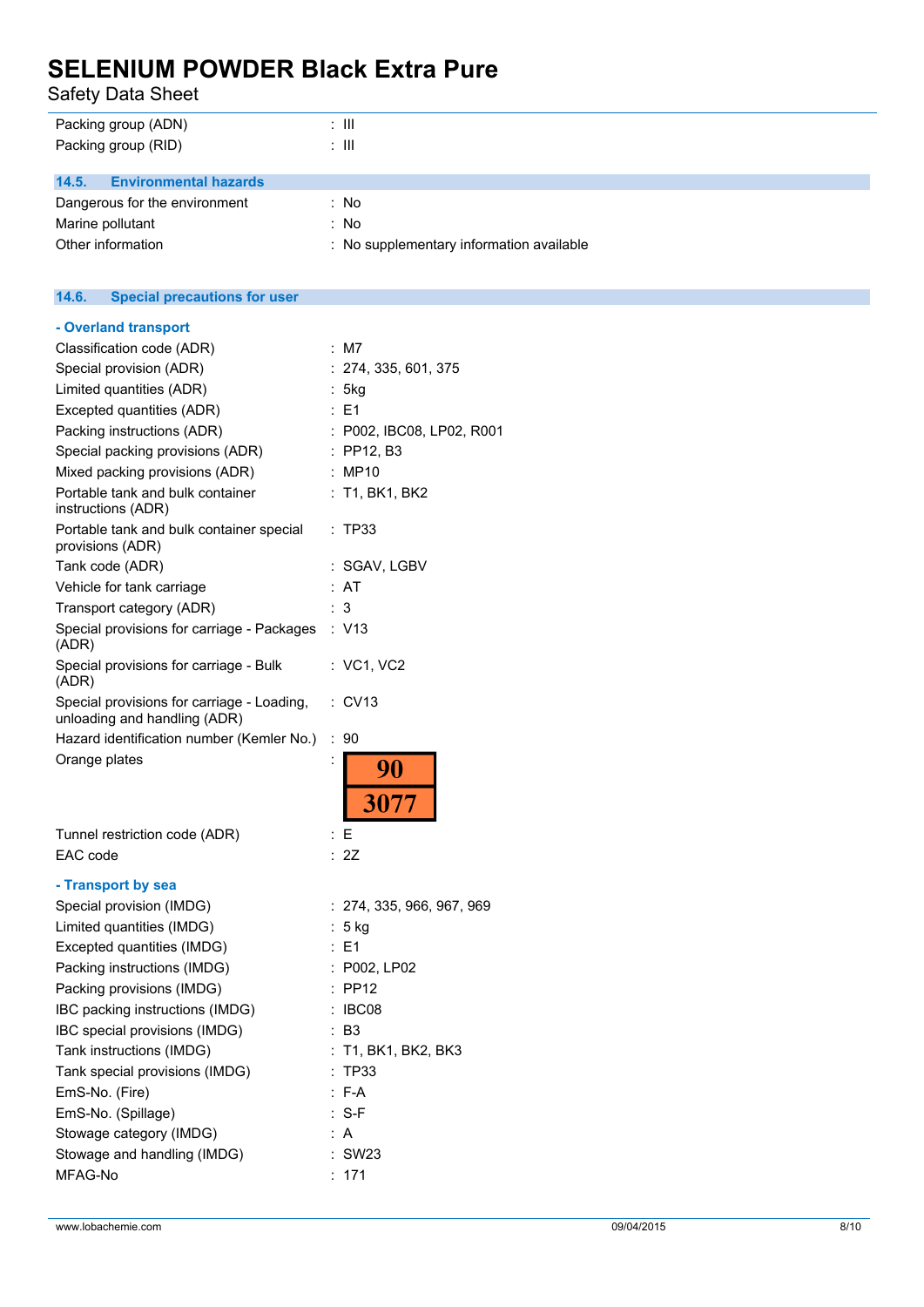| | |
|---|---|
| Packing group (ADN) | : III |
| Packing group (RID) | : III |

## 14.5. Environmental hazards

| | |
|---|---|
| Dangerous for the environment | : No |
| Marine pollutant | : No |
| Other information | : No supplementary information available |

## 14.6. Special precautions for user

### - Overland transport

| | |
|---|---|
| Classification code (ADR) | : M7 |
| Special provision (ADR) | : 274, 335, 601, 375 |
| Limited quantities (ADR) | : 5kg |
| Excepted quantities (ADR) | : E1 |
| Packing instructions (ADR) | : P002, IBC08, LP02, R001 |
| Special packing provisions (ADR) | : PP12, B3 |
| Mixed packing provisions (ADR) | : MP10 |
| Portable tank and bulk container instructions (ADR) | : T1, BK1, BK2 |
| Portable tank and bulk container special provisions (ADR) | : TP33 |
| Tank code (ADR) | : SGAV, LGBV |
| Vehicle for tank carriage | : AT |
| Transport category (ADR) | : 3 |
| Special provisions for carriage - Packages (ADR) | : V13 |
| Special provisions for carriage - Bulk (ADR) | : VC1, VC2 |
| Special provisions for carriage - Loading, unloading and handling (ADR) | : CV13 |
| Hazard identification number (Kemler No.) | : 90 |
| Orange plates | : 90 / 3077 |
| Tunnel restriction code (ADR) | : E |
| EAC code | : 2Z |

### - Transport by sea

| | |
|---|---|
| Special provision (IMDG) | : 274, 335, 966, 967, 969 |
| Limited quantities (IMDG) | : 5 kg |
| Excepted quantities (IMDG) | : E1 |
| Packing instructions (IMDG) | : P002, LP02 |
| Packing provisions (IMDG) | : PP12 |
| IBC packing instructions (IMDG) | : IBC08 |
| IBC special provisions (IMDG) | : B3 |
| Tank instructions (IMDG) | : T1, BK1, BK2, BK3 |
| Tank special provisions (IMDG) | : TP33 |
| EmS-No. (Fire) | : F-A |
| EmS-No. (Spillage) | : S-F |
| Stowage category (IMDG) | : A |
| Stowage and handling (IMDG) | : SW23 |
| MFAG-No | : 171 |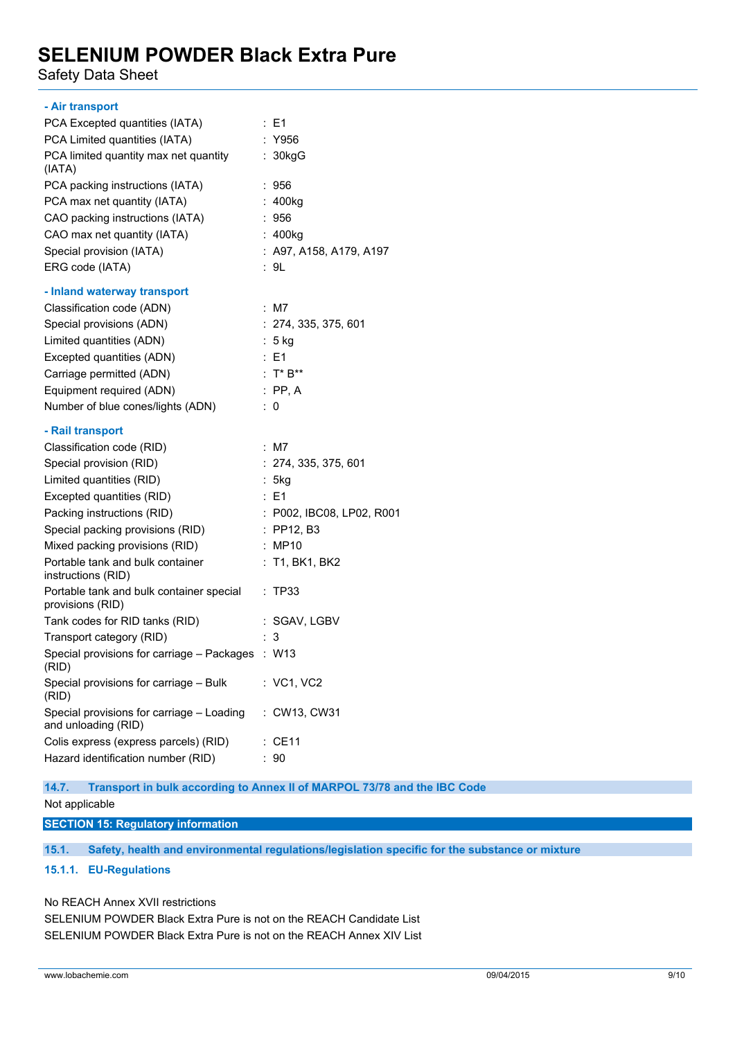**- Air transport**

| | |
|---|---|
| PCA Excepted quantities (IATA) | : E1 |
| PCA Limited quantities (IATA) | : Y956 |
| PCA limited quantity max net quantity (IATA) | : 30kgG |
| PCA packing instructions (IATA) | : 956 |
| PCA max net quantity (IATA) | : 400kg |
| CAO packing instructions (IATA) | : 956 |
| CAO max net quantity (IATA) | : 400kg |
| Special provision (IATA) | : A97, A158, A179, A197 |
| ERG code (IATA) | : 9L |

**- Inland waterway transport**

| | |
|---|---|
| Classification code (ADN) | : M7 |
| Special provisions (ADN) | : 274, 335, 375, 601 |
| Limited quantities (ADN) | : 5 kg |
| Excepted quantities (ADN) | : E1 |
| Carriage permitted (ADN) | : T* B** |
| Equipment required (ADN) | : PP, A |
| Number of blue cones/lights (ADN) | : 0 |

**- Rail transport**

| | |
|---|---|
| Classification code (RID) | : M7 |
| Special provision (RID) | : 274, 335, 375, 601 |
| Limited quantities (RID) | : 5kg |
| Excepted quantities (RID) | : E1 |
| Packing instructions (RID) | : P002, IBC08, LP02, R001 |
| Special packing provisions (RID) | : PP12, B3 |
| Mixed packing provisions (RID) | : MP10 |
| Portable tank and bulk container instructions (RID) | : T1, BK1, BK2 |
| Portable tank and bulk container special provisions (RID) | : TP33 |
| Tank codes for RID tanks (RID) | : SGAV, LGBV |
| Transport category (RID) | : 3 |
| Special provisions for carriage – Packages (RID) | : W13 |
| Special provisions for carriage – Bulk (RID) | : VC1, VC2 |
| Special provisions for carriage – Loading and unloading (RID) | : CW13, CW31 |
| Colis express (express parcels) (RID) | : CE11 |
| Hazard identification number (RID) | : 90 |

### 14.7. Transport in bulk according to Annex II of MARPOL 73/78 and the IBC Code

Not applicable

## SECTION 15: Regulatory information

### 15.1. Safety, health and environmental regulations/legislation specific for the substance or mixture

#### 15.1.1. EU-Regulations

No REACH Annex XVII restrictions

SELENIUM POWDER Black Extra Pure is not on the REACH Candidate List

SELENIUM POWDER Black Extra Pure is not on the REACH Annex XIV List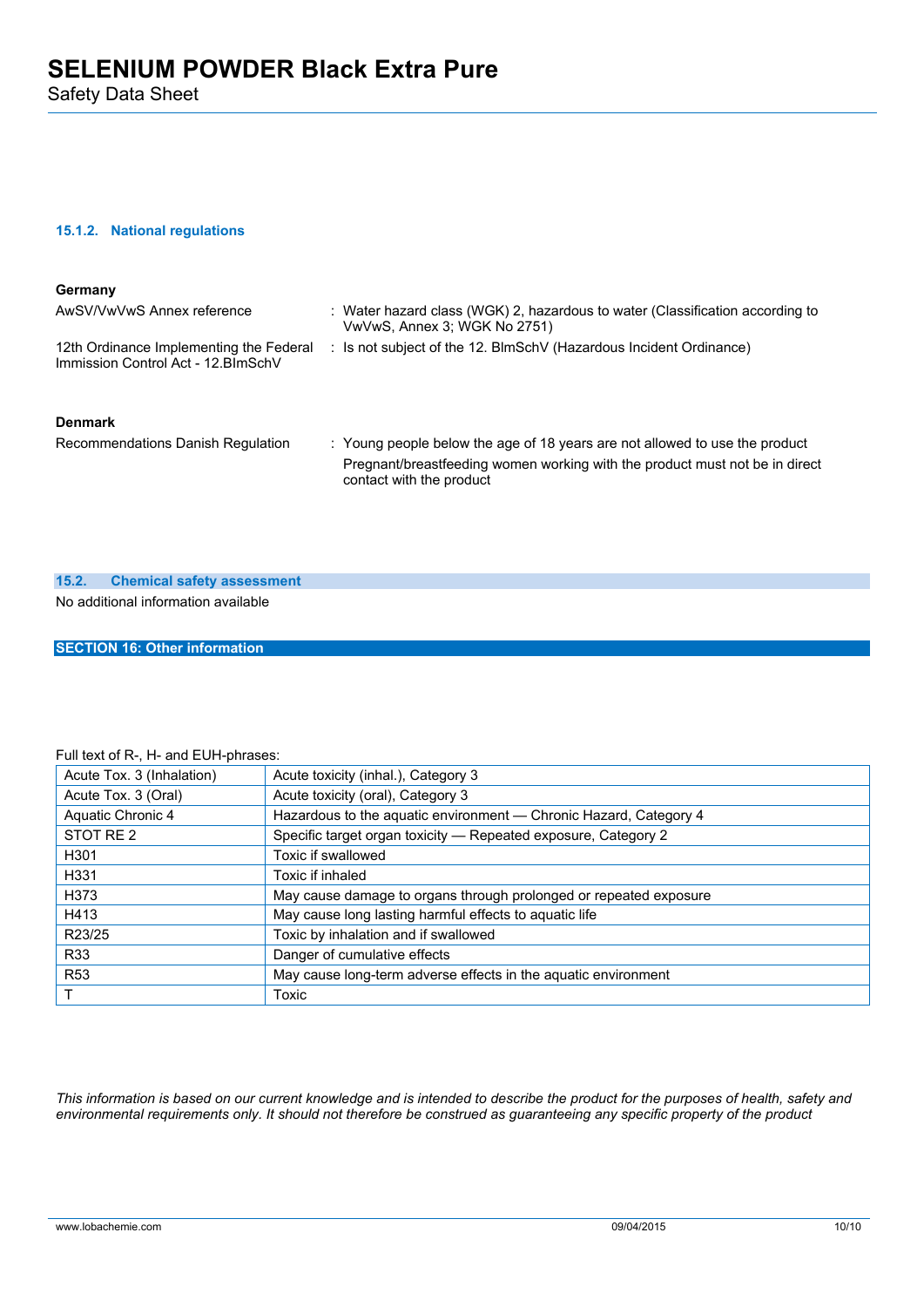#### 15.1.2. National regulations

**Germany**

| | |
|---|---|
| AwSV/VwVwS Annex reference | : Water hazard class (WGK) 2, hazardous to water (Classification according to VwVwS, Annex 3; WGK No 2751) |
| 12th Ordinance Implementing the Federal Immission Control Act - 12.BImSchV | : Is not subject of the 12. BlmSchV (Hazardous Incident Ordinance) |

**Denmark**

| | |
|---|---|
| Recommendations Danish Regulation | : Young people below the age of 18 years are not allowed to use the product<br>Pregnant/breastfeeding women working with the product must not be in direct contact with the product |

### 15.2. Chemical safety assessment

No additional information available

## SECTION 16: Other information

Full text of R-, H- and EUH-phrases:

| | |
|---|---|
| Acute Tox. 3 (Inhalation) | Acute toxicity (inhal.), Category 3 |
| Acute Tox. 3 (Oral) | Acute toxicity (oral), Category 3 |
| Aquatic Chronic 4 | Hazardous to the aquatic environment — Chronic Hazard, Category 4 |
| STOT RE 2 | Specific target organ toxicity — Repeated exposure, Category 2 |
| H301 | Toxic if swallowed |
| H331 | Toxic if inhaled |
| H373 | May cause damage to organs through prolonged or repeated exposure |
| H413 | May cause long lasting harmful effects to aquatic life |
| R23/25 | Toxic by inhalation and if swallowed |
| R33 | Danger of cumulative effects |
| R53 | May cause long-term adverse effects in the aquatic environment |
| T | Toxic |

*This information is based on our current knowledge and is intended to describe the product for the purposes of health, safety and environmental requirements only. It should not therefore be construed as guaranteeing any specific property of the product*